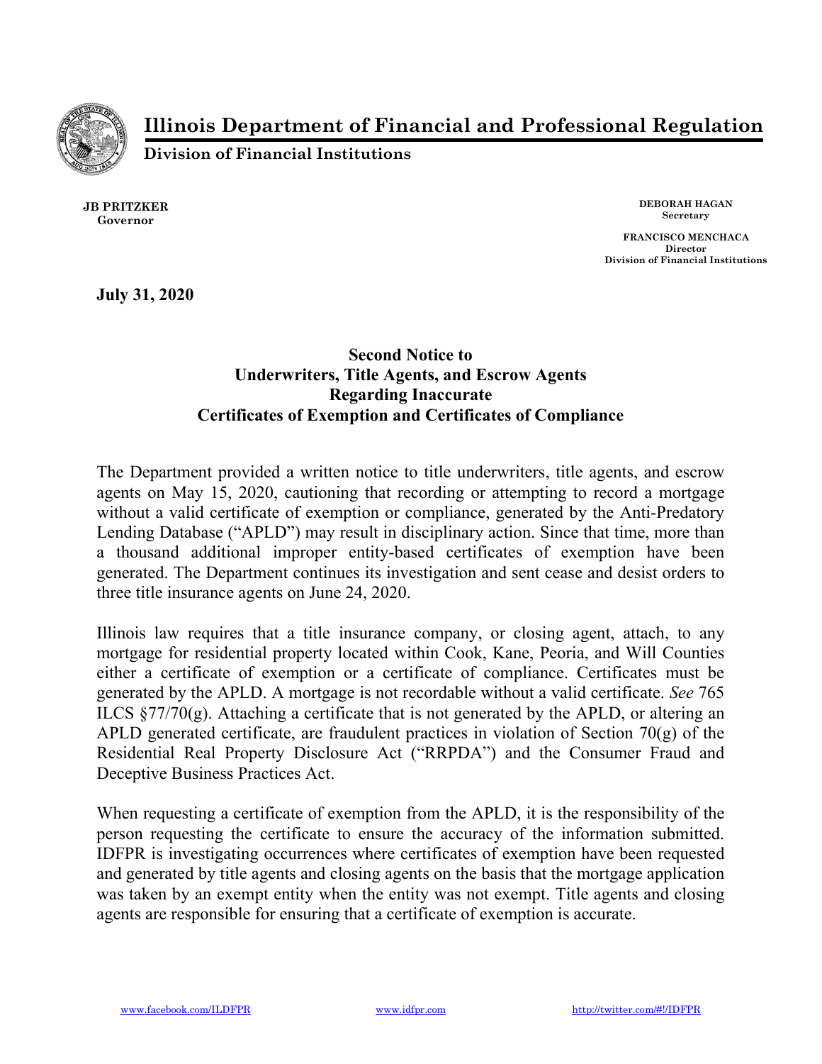# Illinois Department of Financial and Professional Regulation

**Division of Financial Institutions**

**JB PRITZKER**
**Governor**

**DEBORAH HAGAN**
**Secretary**

**FRANCISCO MENCHACA**
**Director**
**Division of Financial Institutions**

**July 31, 2020**

## Second Notice to Underwriters, Title Agents, and Escrow Agents Regarding Inaccurate Certificates of Exemption and Certificates of Compliance

The Department provided a written notice to title underwriters, title agents, and escrow agents on May 15, 2020, cautioning that recording or attempting to record a mortgage without a valid certificate of exemption or compliance, generated by the Anti-Predatory Lending Database ("APLD") may result in disciplinary action. Since that time, more than a thousand additional improper entity-based certificates of exemption have been generated. The Department continues its investigation and sent cease and desist orders to three title insurance agents on June 24, 2020.

Illinois law requires that a title insurance company, or closing agent, attach, to any mortgage for residential property located within Cook, Kane, Peoria, and Will Counties either a certificate of exemption or a certificate of compliance. Certificates must be generated by the APLD. A mortgage is not recordable without a valid certificate. *See* 765 ILCS §77/70(g). Attaching a certificate that is not generated by the APLD, or altering an APLD generated certificate, are fraudulent practices in violation of Section 70(g) of the Residential Real Property Disclosure Act ("RRPDA") and the Consumer Fraud and Deceptive Business Practices Act.

When requesting a certificate of exemption from the APLD, it is the responsibility of the person requesting the certificate to ensure the accuracy of the information submitted. IDFPR is investigating occurrences where certificates of exemption have been requested and generated by title agents and closing agents on the basis that the mortgage application was taken by an exempt entity when the entity was not exempt. Title agents and closing agents are responsible for ensuring that a certificate of exemption is accurate.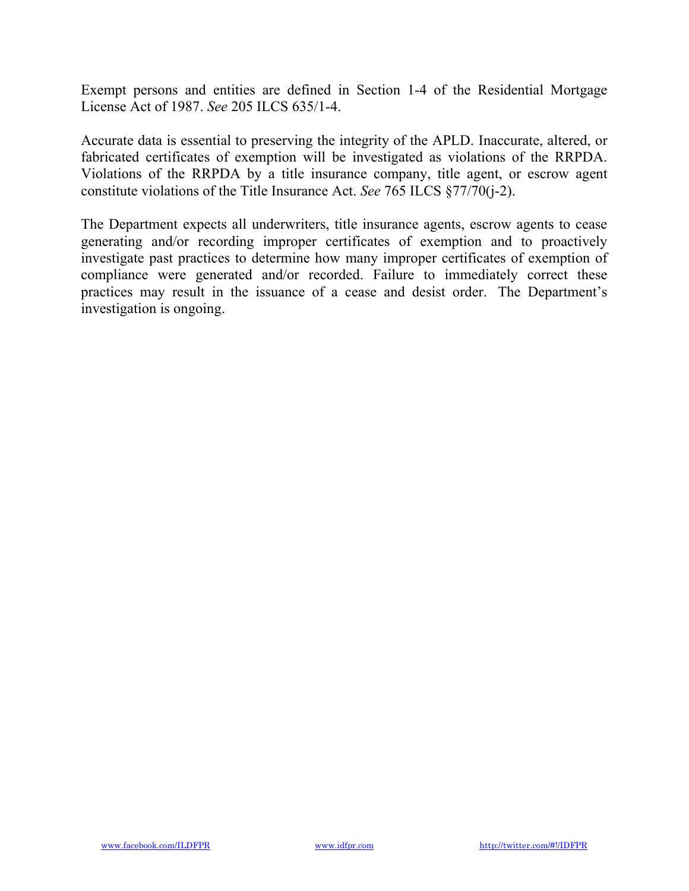Exempt persons and entities are defined in Section 1-4 of the Residential Mortgage License Act of 1987. *See* 205 ILCS 635/1-4.

Accurate data is essential to preserving the integrity of the APLD. Inaccurate, altered, or fabricated certificates of exemption will be investigated as violations of the RRPDA. Violations of the RRPDA by a title insurance company, title agent, or escrow agent constitute violations of the Title Insurance Act. *See* 765 ILCS §77/70(j-2).

The Department expects all underwriters, title insurance agents, escrow agents to cease generating and/or recording improper certificates of exemption and to proactively investigate past practices to determine how many improper certificates of exemption of compliance were generated and/or recorded. Failure to immediately correct these practices may result in the issuance of a cease and desist order. The Department's investigation is ongoing.

www.facebook.com/ILDFPR www.idfpr.com http://twitter.com/#!/IDFPR